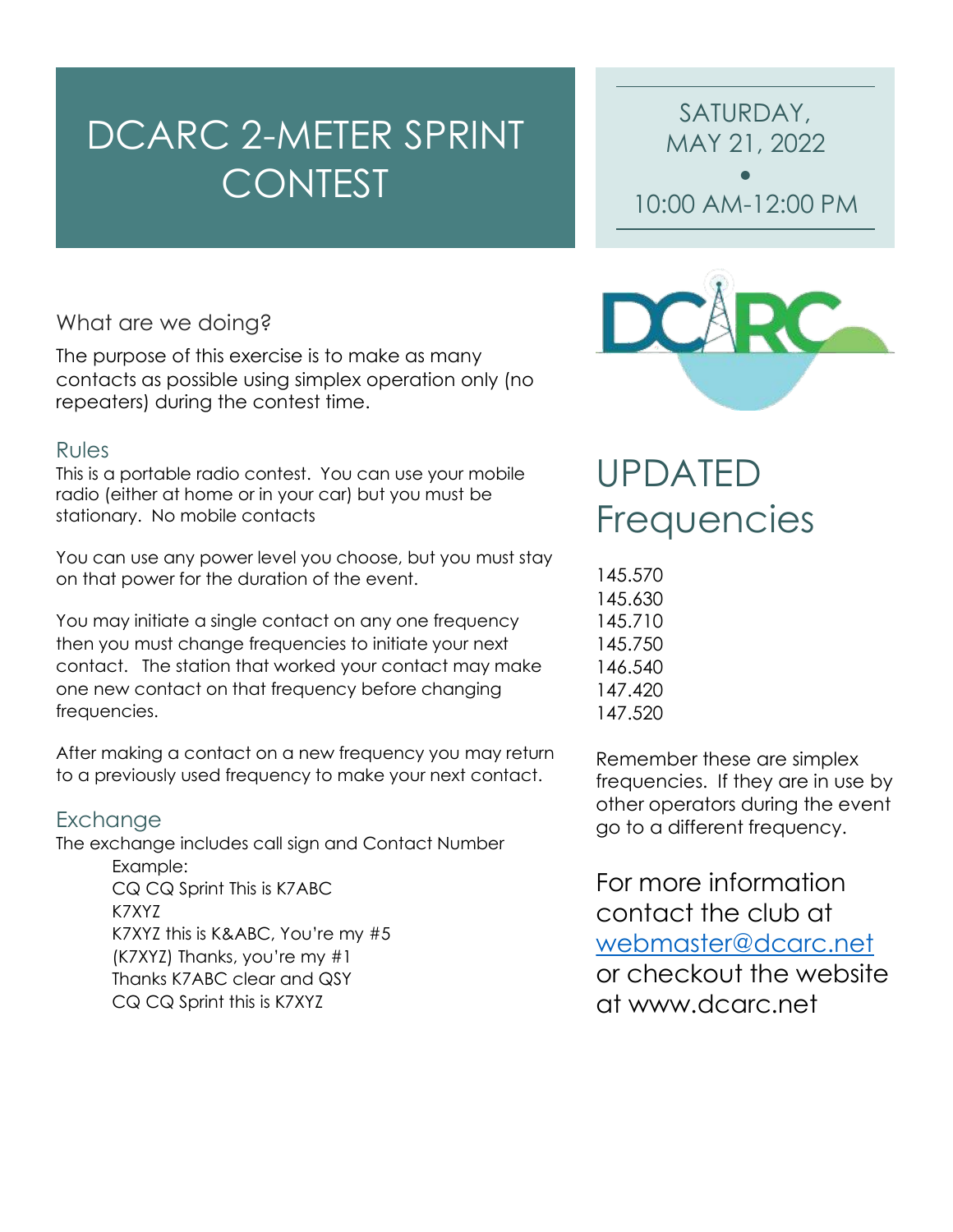# DCARC 2-METER SPRINT CONTEST

SATURDAY, MAY 21, 2022

•

10:00 AM-12:00 PM

## What are we doing?

The purpose of this exercise is to make as many contacts as possible using simplex operation only (no repeaters) during the contest time.

### Rules

This is a portable radio contest. You can use your mobile radio (either at home or in your car) but you must be stationary. No mobile contacts

You can use any power level you choose, but you must stay on that power for the duration of the event.

You may initiate a single contact on any one frequency then you must change frequencies to initiate your next contact. The station that worked your contact may make one new contact on that frequency before changing frequencies.

After making a contact on a new frequency you may return to a previously used frequency to make your next contact.

### Exchange

The exchange includes call sign and Contact Number

Example:
CQ CQ Sprint This is K7ABC
K7XYZ
K7XYZ this is K&ABC, You're my #5
(K7XYZ) Thanks, you're my #1
Thanks K7ABC clear and QSY
CQ CQ Sprint this is K7XYZ

## UPDATED Frequencies

145.570
145.630
145.710
145.750
146.540
147.420
147.520

Remember these are simplex frequencies. If they are in use by other operators during the event go to a different frequency.

For more information contact the club at webmaster@dcarc.net or checkout the website at www.dcarc.net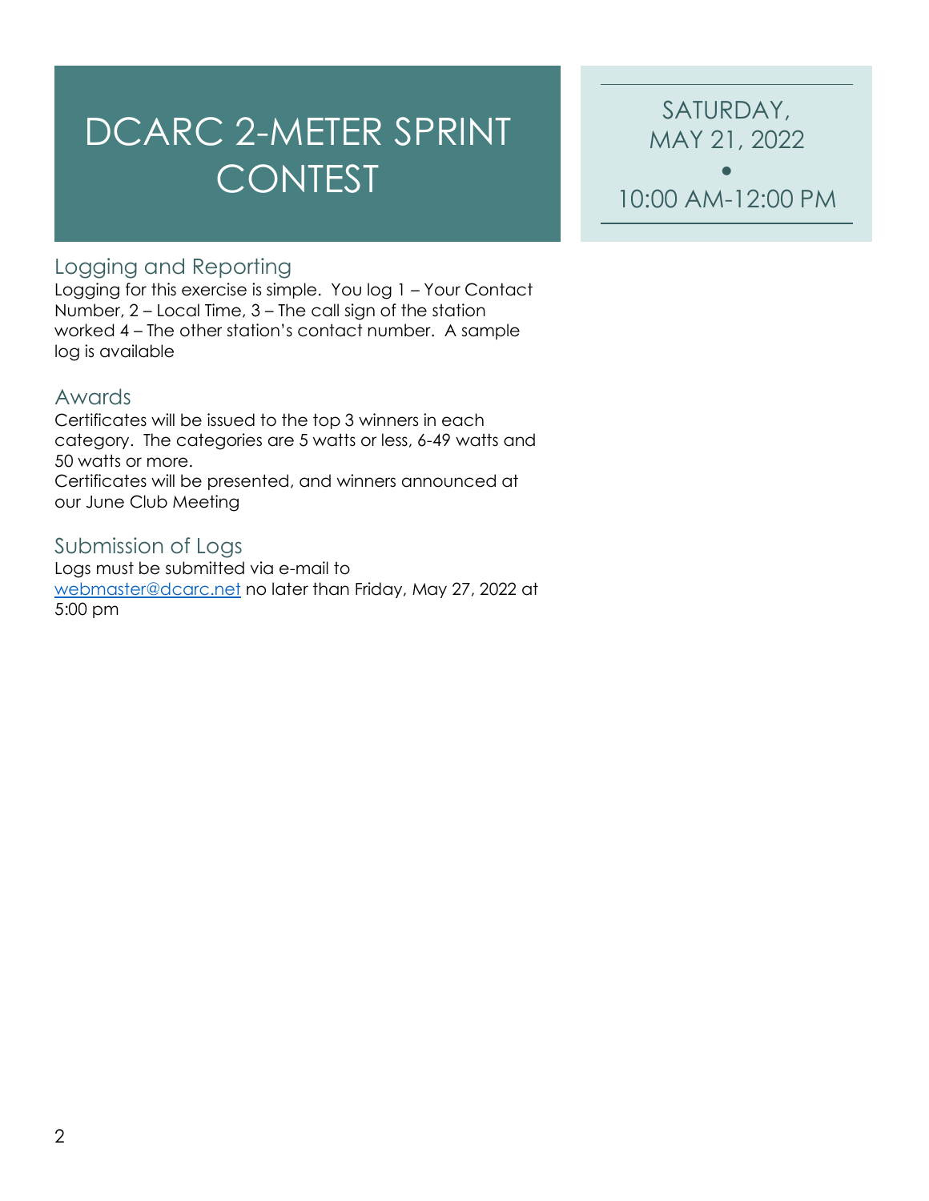# DCARC 2-METER SPRINT CONTEST

SATURDAY, MAY 21, 2022

•

10:00 AM-12:00 PM

## Logging and Reporting

Logging for this exercise is simple. You log 1 – Your Contact Number, 2 – Local Time, 3 – The call sign of the station worked 4 – The other station's contact number. A sample log is available

## Awards

Certificates will be issued to the top 3 winners in each category. The categories are 5 watts or less, 6-49 watts and 50 watts or more.

Certificates will be presented, and winners announced at our June Club Meeting

## Submission of Logs

Logs must be submitted via e-mail to [webmaster@dcarc.net](mailto:webmaster@dcarc.net) no later than Friday, May 27, 2022 at 5:00 pm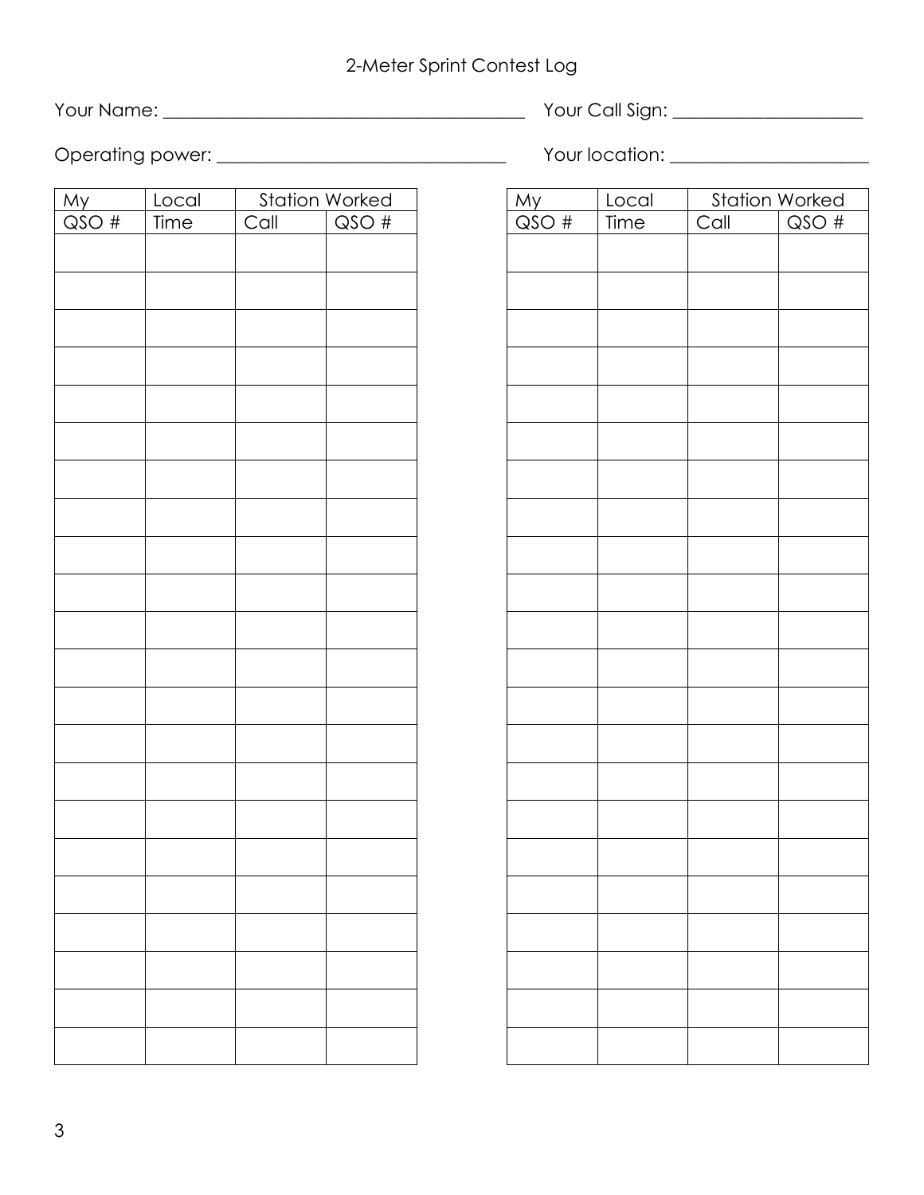2-Meter Sprint Contest Log

Your Name: ______________________________ Your Call Sign: ____________________

Operating power: ______________________________ Your location: ____________________

| My | Local | Station Worked | |
|---|---|---|---|
| QSO # | Time | Call | QSO # |
| | | | |
| | | | |
| | | | |
| | | | |
| | | | |
| | | | |
| | | | |
| | | | |
| | | | |
| | | | |
| | | | |
| | | | |
| | | | |
| | | | |
| | | | |
| | | | |
| | | | |
| | | | |
| | | | |
| | | | |
| | | | |
| | | | |
| | | | |

| My | Local | Station Worked | |
|---|---|---|---|
| QSO # | Time | Call | QSO # |
| | | | |
| | | | |
| | | | |
| | | | |
| | | | |
| | | | |
| | | | |
| | | | |
| | | | |
| | | | |
| | | | |
| | | | |
| | | | |
| | | | |
| | | | |
| | | | |
| | | | |
| | | | |
| | | | |
| | | | |
| | | | |
| | | | |
| | | | |